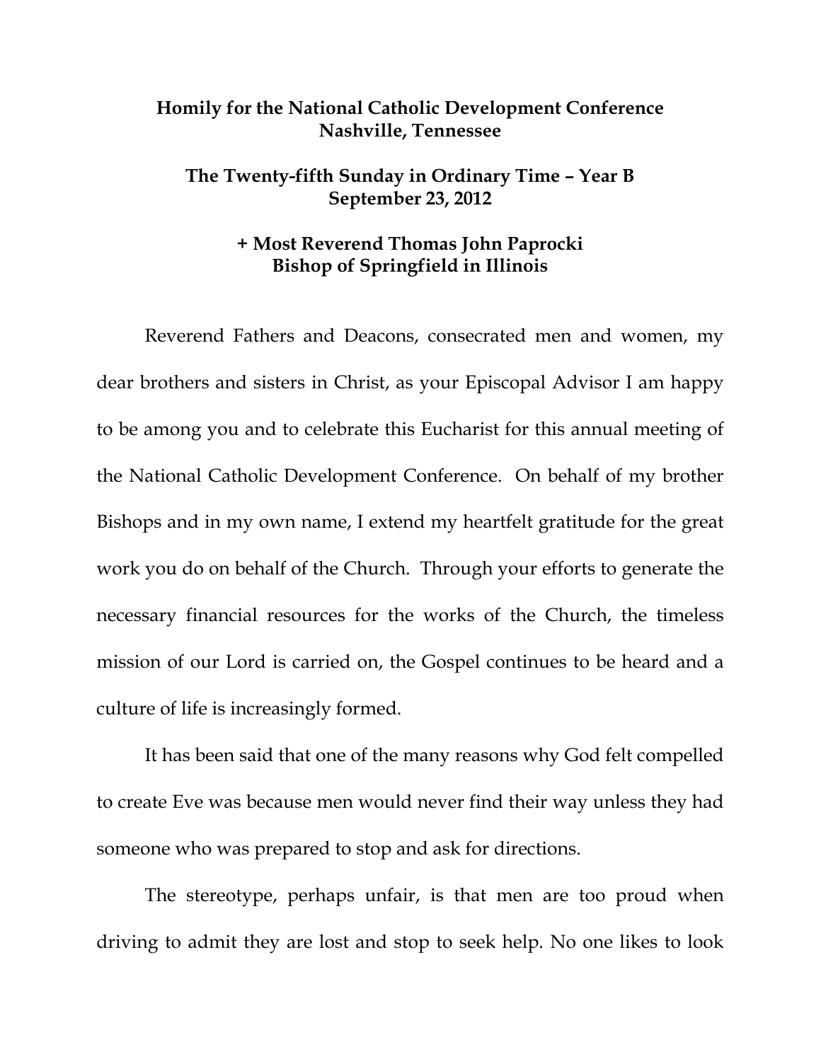**Homily for the National Catholic Development Conference**
**Nashville, Tennessee**

**The Twenty-fifth Sunday in Ordinary Time – Year B**
**September 23, 2012**

**+ Most Reverend Thomas John Paprocki**
**Bishop of Springfield in Illinois**

Reverend Fathers and Deacons, consecrated men and women, my dear brothers and sisters in Christ, as your Episcopal Advisor I am happy to be among you and to celebrate this Eucharist for this annual meeting of the National Catholic Development Conference. On behalf of my brother Bishops and in my own name, I extend my heartfelt gratitude for the great work you do on behalf of the Church. Through your efforts to generate the necessary financial resources for the works of the Church, the timeless mission of our Lord is carried on, the Gospel continues to be heard and a culture of life is increasingly formed.

It has been said that one of the many reasons why God felt compelled to create Eve was because men would never find their way unless they had someone who was prepared to stop and ask for directions.

The stereotype, perhaps unfair, is that men are too proud when driving to admit they are lost and stop to seek help. No one likes to look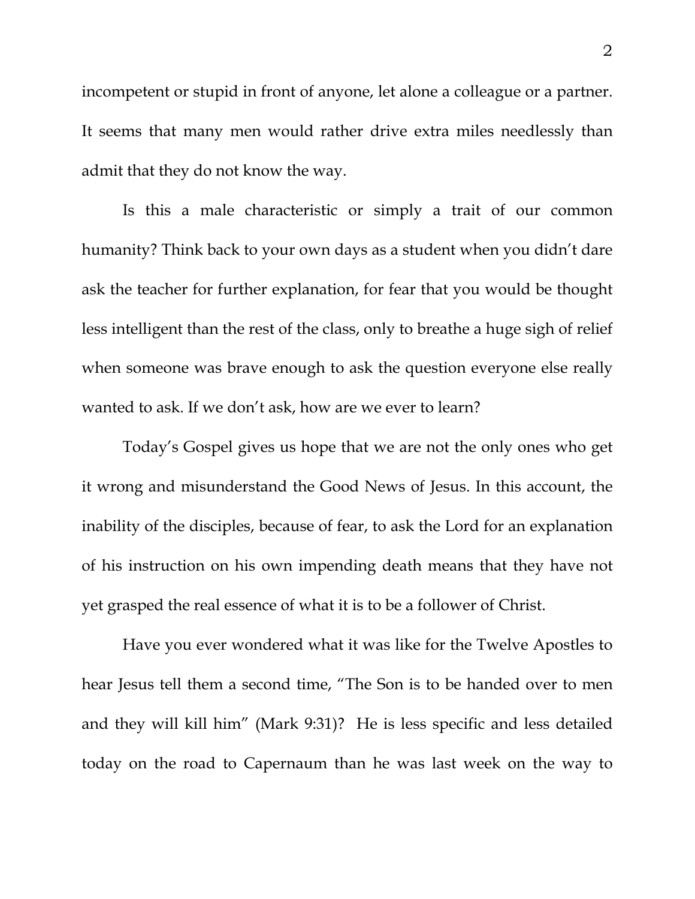incompetent or stupid in front of anyone, let alone a colleague or a partner. It seems that many men would rather drive extra miles needlessly than admit that they do not know the way.

Is this a male characteristic or simply a trait of our common humanity? Think back to your own days as a student when you didn't dare ask the teacher for further explanation, for fear that you would be thought less intelligent than the rest of the class, only to breathe a huge sigh of relief when someone was brave enough to ask the question everyone else really wanted to ask. If we don't ask, how are we ever to learn?

Today's Gospel gives us hope that we are not the only ones who get it wrong and misunderstand the Good News of Jesus. In this account, the inability of the disciples, because of fear, to ask the Lord for an explanation of his instruction on his own impending death means that they have not yet grasped the real essence of what it is to be a follower of Christ.

Have you ever wondered what it was like for the Twelve Apostles to hear Jesus tell them a second time, "The Son is to be handed over to men and they will kill him" (Mark 9:31)? He is less specific and less detailed today on the road to Capernaum than he was last week on the way to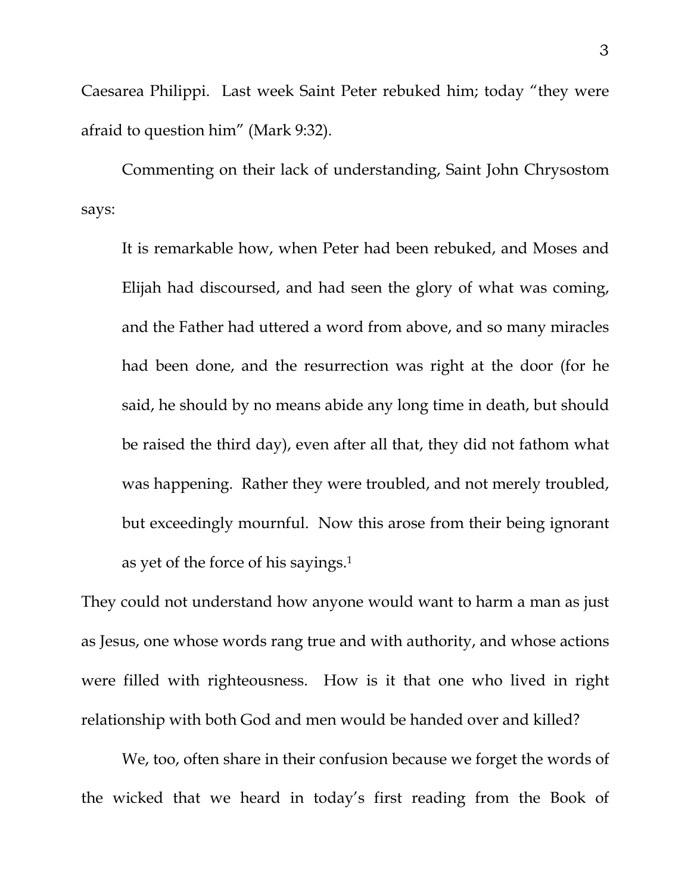Caesarea Philippi. Last week Saint Peter rebuked him; today "they were afraid to question him" (Mark 9:32).

Commenting on their lack of understanding, Saint John Chrysostom says:

> It is remarkable how, when Peter had been rebuked, and Moses and Elijah had discoursed, and had seen the glory of what was coming, and the Father had uttered a word from above, and so many miracles had been done, and the resurrection was right at the door (for he said, he should by no means abide any long time in death, but should be raised the third day), even after all that, they did not fathom what was happening. Rather they were troubled, and not merely troubled, but exceedingly mournful. Now this arose from their being ignorant as yet of the force of his sayings.[1]

They could not understand how anyone would want to harm a man as just as Jesus, one whose words rang true and with authority, and whose actions were filled with righteousness. How is it that one who lived in right relationship with both God and men would be handed over and killed?

We, too, often share in their confusion because we forget the words of the wicked that we heard in today's first reading from the Book of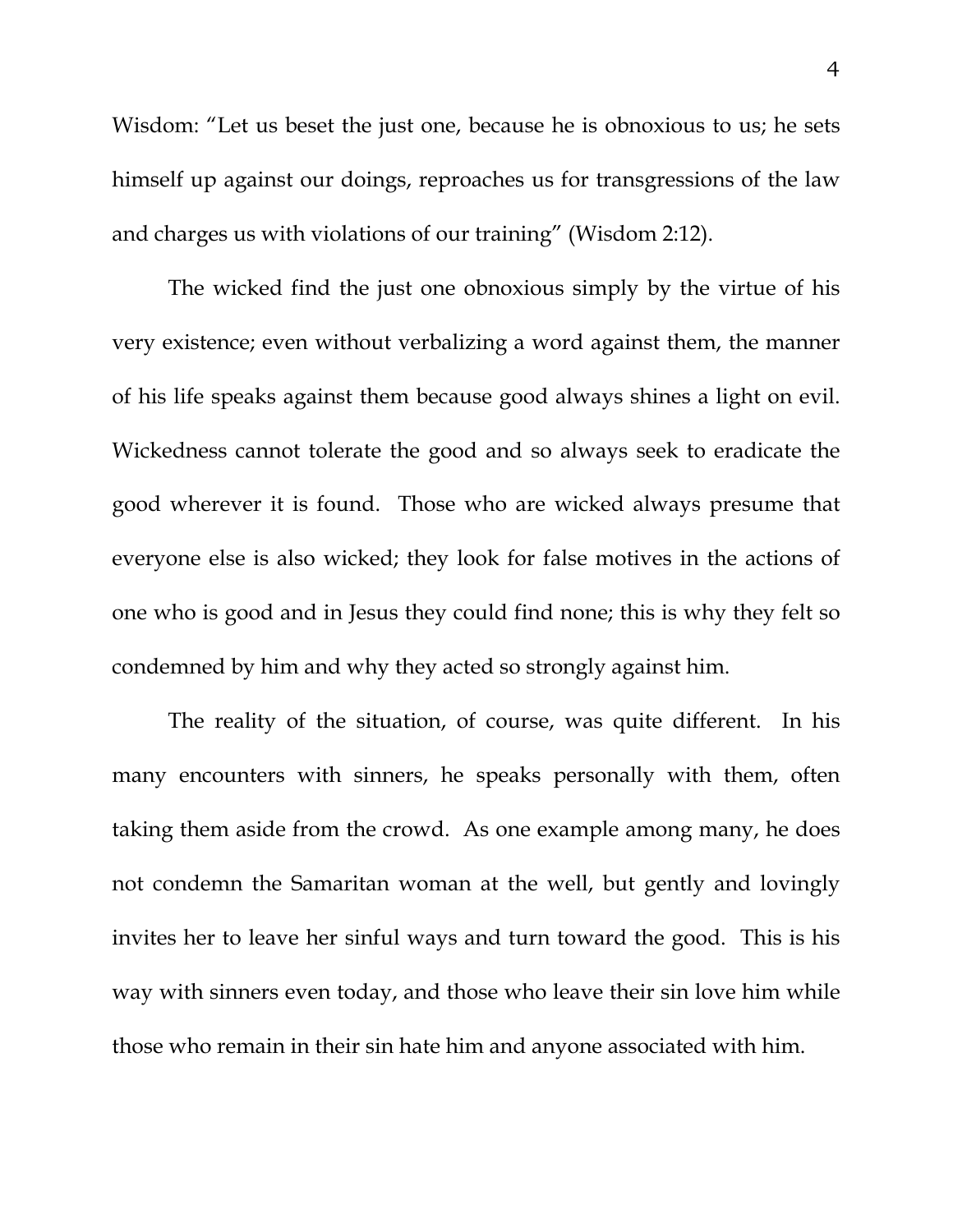Wisdom: "Let us beset the just one, because he is obnoxious to us; he sets himself up against our doings, reproaches us for transgressions of the law and charges us with violations of our training" (Wisdom 2:12).

The wicked find the just one obnoxious simply by the virtue of his very existence; even without verbalizing a word against them, the manner of his life speaks against them because good always shines a light on evil. Wickedness cannot tolerate the good and so always seek to eradicate the good wherever it is found. Those who are wicked always presume that everyone else is also wicked; they look for false motives in the actions of one who is good and in Jesus they could find none; this is why they felt so condemned by him and why they acted so strongly against him.

The reality of the situation, of course, was quite different. In his many encounters with sinners, he speaks personally with them, often taking them aside from the crowd. As one example among many, he does not condemn the Samaritan woman at the well, but gently and lovingly invites her to leave her sinful ways and turn toward the good. This is his way with sinners even today, and those who leave their sin love him while those who remain in their sin hate him and anyone associated with him.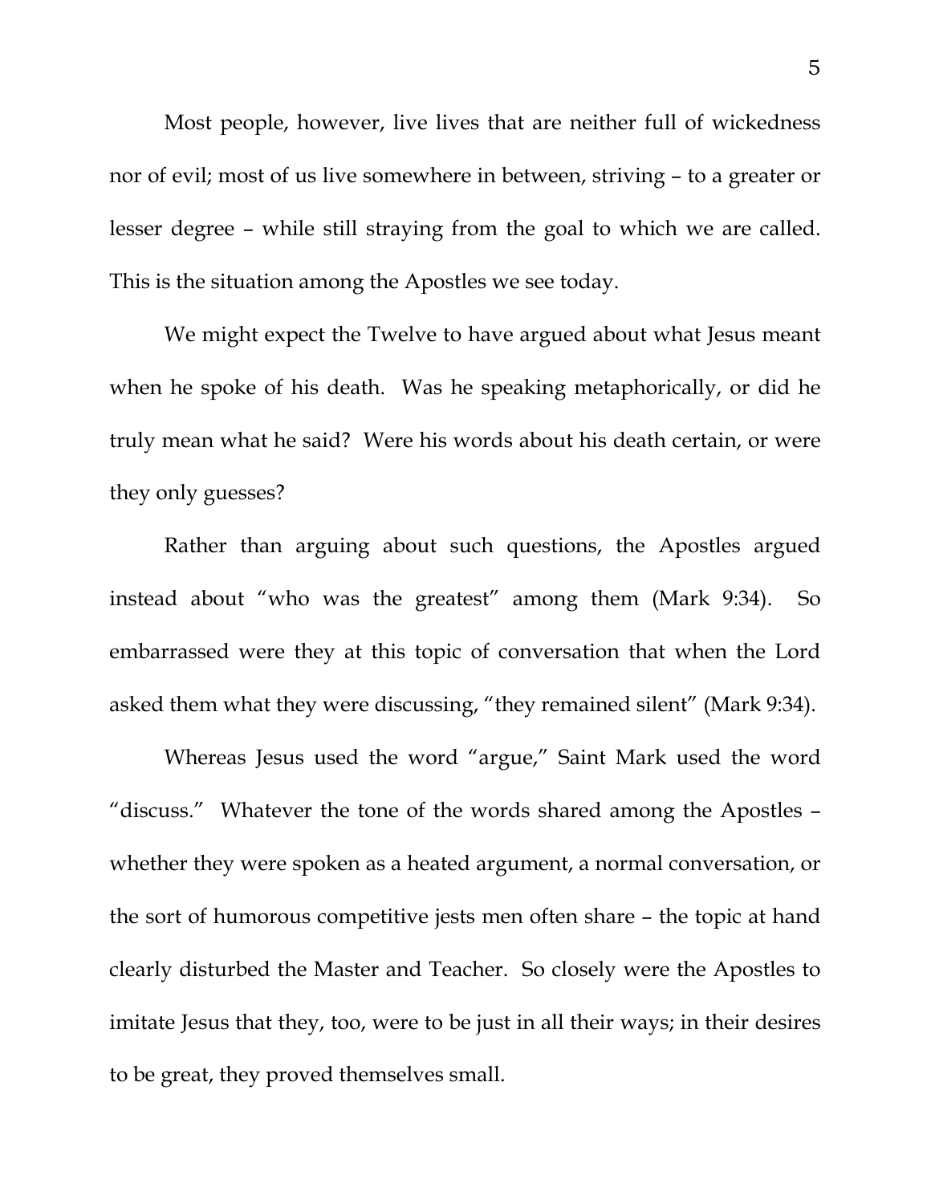Most people, however, live lives that are neither full of wickedness nor of evil; most of us live somewhere in between, striving – to a greater or lesser degree – while still straying from the goal to which we are called. This is the situation among the Apostles we see today.

We might expect the Twelve to have argued about what Jesus meant when he spoke of his death. Was he speaking metaphorically, or did he truly mean what he said? Were his words about his death certain, or were they only guesses?

Rather than arguing about such questions, the Apostles argued instead about "who was the greatest" among them (Mark 9:34). So embarrassed were they at this topic of conversation that when the Lord asked them what they were discussing, "they remained silent" (Mark 9:34).

Whereas Jesus used the word "argue," Saint Mark used the word "discuss." Whatever the tone of the words shared among the Apostles – whether they were spoken as a heated argument, a normal conversation, or the sort of humorous competitive jests men often share – the topic at hand clearly disturbed the Master and Teacher. So closely were the Apostles to imitate Jesus that they, too, were to be just in all their ways; in their desires to be great, they proved themselves small.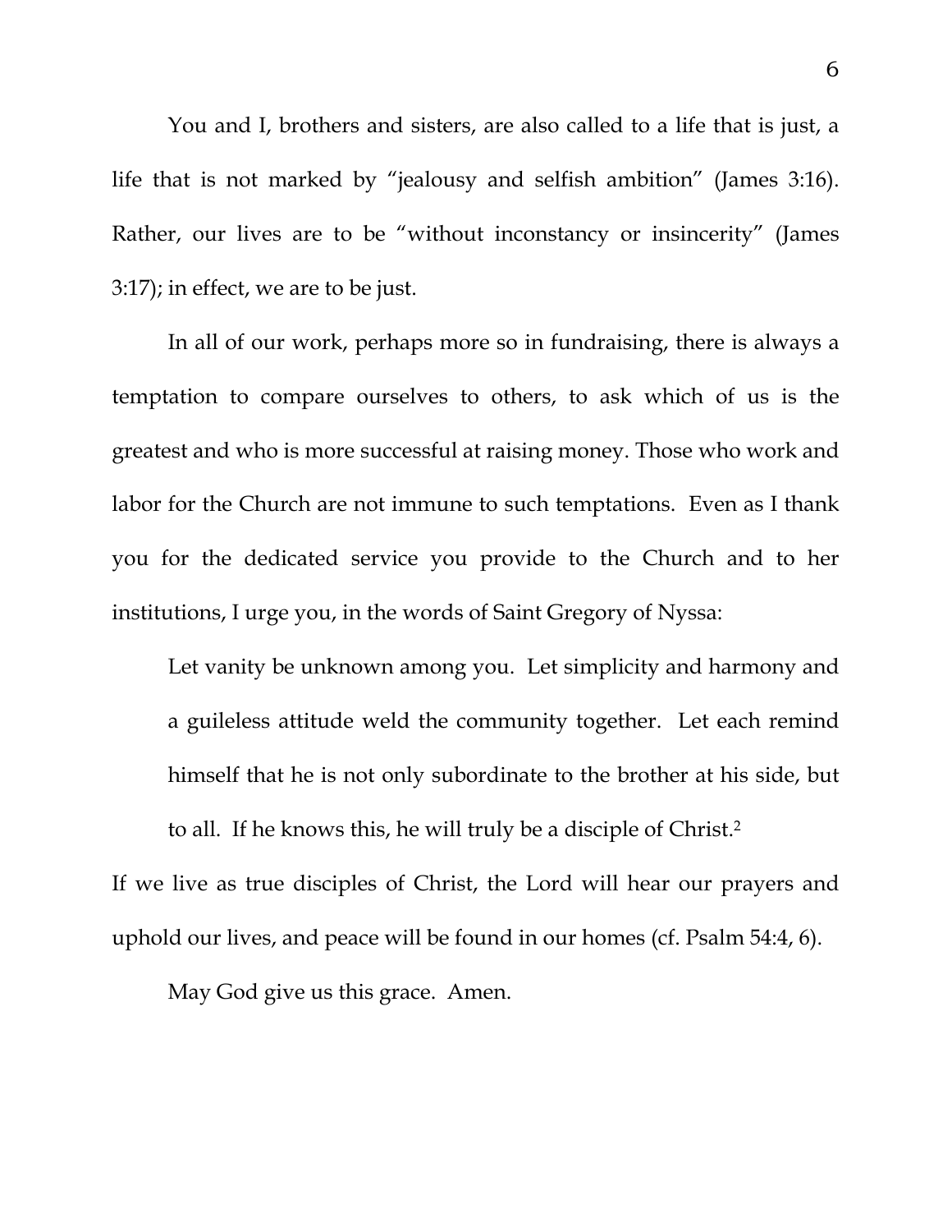You and I, brothers and sisters, are also called to a life that is just, a life that is not marked by "jealousy and selfish ambition" (James 3:16). Rather, our lives are to be "without inconstancy or insincerity" (James 3:17); in effect, we are to be just.

In all of our work, perhaps more so in fundraising, there is always a temptation to compare ourselves to others, to ask which of us is the greatest and who is more successful at raising money. Those who work and labor for the Church are not immune to such temptations. Even as I thank you for the dedicated service you provide to the Church and to her institutions, I urge you, in the words of Saint Gregory of Nyssa:

> Let vanity be unknown among you. Let simplicity and harmony and a guileless attitude weld the community together. Let each remind himself that he is not only subordinate to the brother at his side, but to all. If he knows this, he will truly be a disciple of Christ.[2]

If we live as true disciples of Christ, the Lord will hear our prayers and uphold our lives, and peace will be found in our homes (cf. Psalm 54:4, 6).

May God give us this grace. Amen.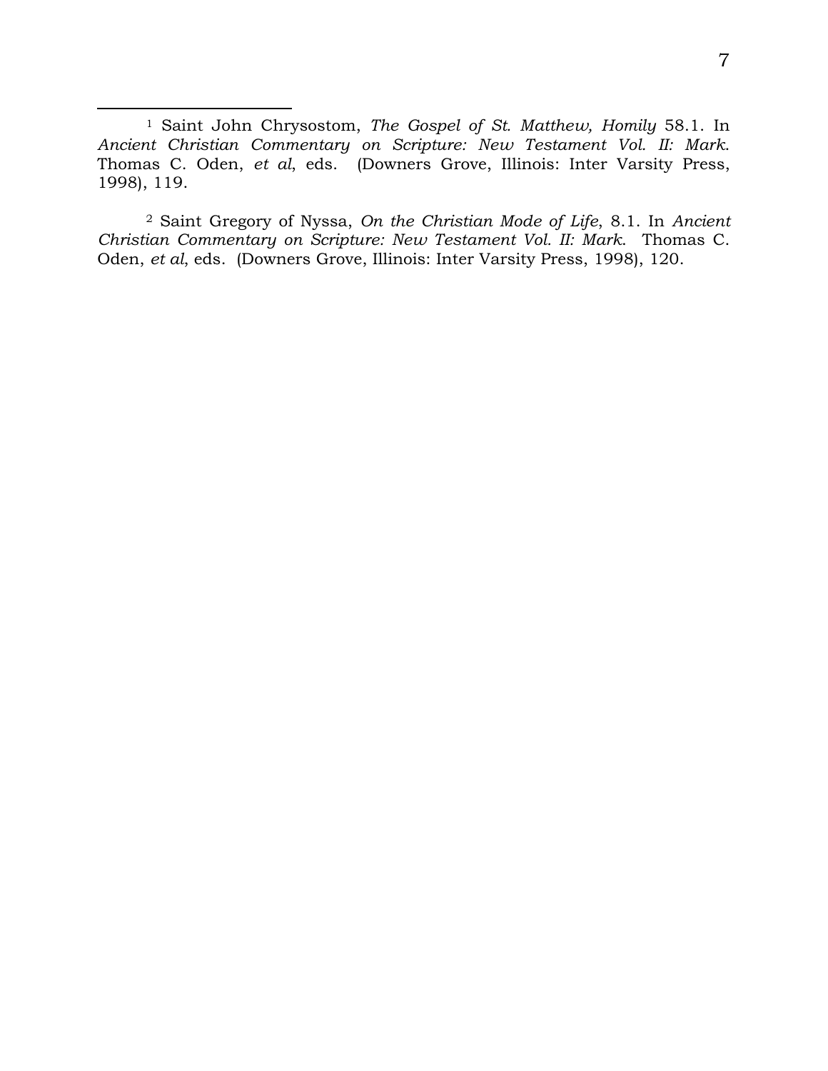[1] Saint John Chrysostom, *The Gospel of St. Matthew, Homily* 58.1. In *Ancient Christian Commentary on Scripture: New Testament Vol. II: Mark*. Thomas C. Oden, *et al*, eds. (Downers Grove, Illinois: Inter Varsity Press, 1998), 119.

[2] Saint Gregory of Nyssa, *On the Christian Mode of Life*, 8.1. In *Ancient Christian Commentary on Scripture: New Testament Vol. II: Mark*. Thomas C. Oden, *et al*, eds. (Downers Grove, Illinois: Inter Varsity Press, 1998), 120.